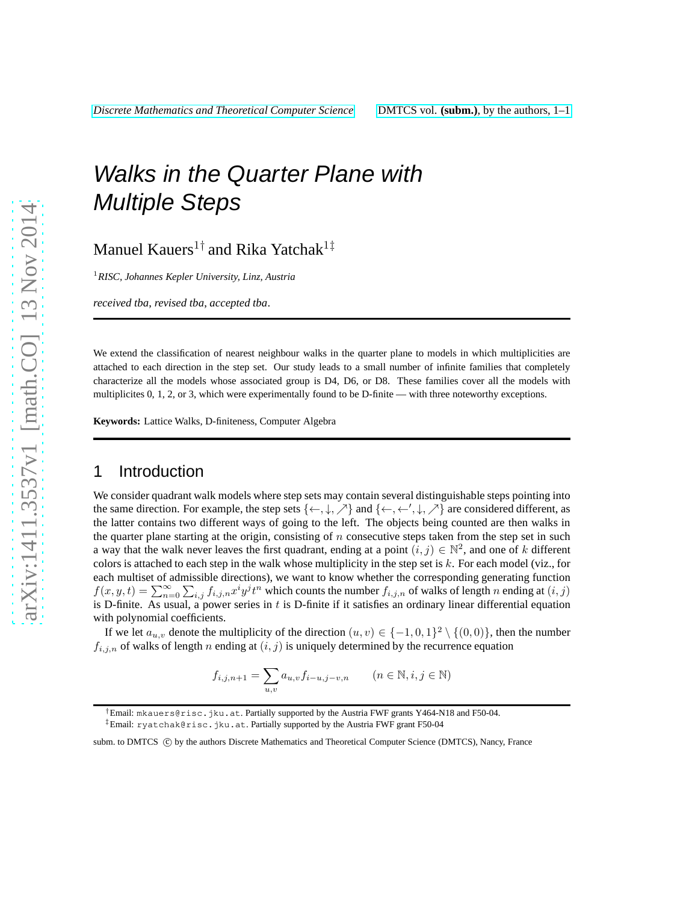# Walks in the Quarter Plane with Multiple Steps

Manuel Kauers[1†] and Rika Yatchak[1‡]

[1] *RISC, Johannes Kepler University, Linz, Austria*

*received tba*, *revised tba*, *accepted tba*.

---

We extend the classification of nearest neighbour walks in the quarter plane to models in which multiplicities are attached to each direction in the step set. Our study leads to a small number of infinite families that completely characterize all the models whose associated group is D4, D6, or D8. These families cover all the models with multiplicites 0, 1, 2, or 3, which were experimentally found to be D-finite — with three noteworthy exceptions.

**Keywords:** Lattice Walks, D-finiteness, Computer Algebra

---

## 1 Introduction

We consider quadrant walk models where step sets may contain several distinguishable steps pointing into the same direction. For example, the step sets $\{\leftarrow, \downarrow, \nearrow\}$ and $\{\leftarrow, \leftarrow', \downarrow, \nearrow\}$ are considered different, as the latter contains two different ways of going to the left. The objects being counted are then walks in the quarter plane starting at the origin, consisting of $n$ consecutive steps taken from the step set in such a way that the walk never leaves the first quadrant, ending at a point $(i, j) \in \mathbb{N}^2$, and one of $k$ different colors is attached to each step in the walk whose multiplicity in the step set is $k$. For each model (viz., for each multiset of admissible directions), we want to know whether the corresponding generating function $f(x, y, t) = \sum_{n=0}^{\infty} \sum_{i,j} f_{i,j,n} x^i y^j t^n$ which counts the number $f_{i,j,n}$ of walks of length $n$ ending at $(i, j)$ is D-finite. As usual, a power series in $t$ is D-finite if it satisfies an ordinary linear differential equation with polynomial coefficients.

If we let $a_{u,v}$ denote the multiplicity of the direction $(u, v) \in \{-1, 0, 1\}^2 \setminus \{(0, 0)\}$, then the number $f_{i,j,n}$ of walks of length $n$ ending at $(i, j)$ is uniquely determined by the recurrence equation

$$f_{i,j,n+1} = \sum_{u,v} a_{u,v} f_{i-u,j-v,n} \qquad (n \in \mathbb{N}, i, j \in \mathbb{N})$$

---

[†] Email: mkauers@risc.jku.at. Partially supported by the Austria FWF grants Y464-N18 and F50-04.
[‡] Email: ryatchak@risc.jku.at. Partially supported by the Austria FWF grant F50-04

subm. to DMTCS © by the authors Discrete Mathematics and Theoretical Computer Science (DMTCS), Nancy, France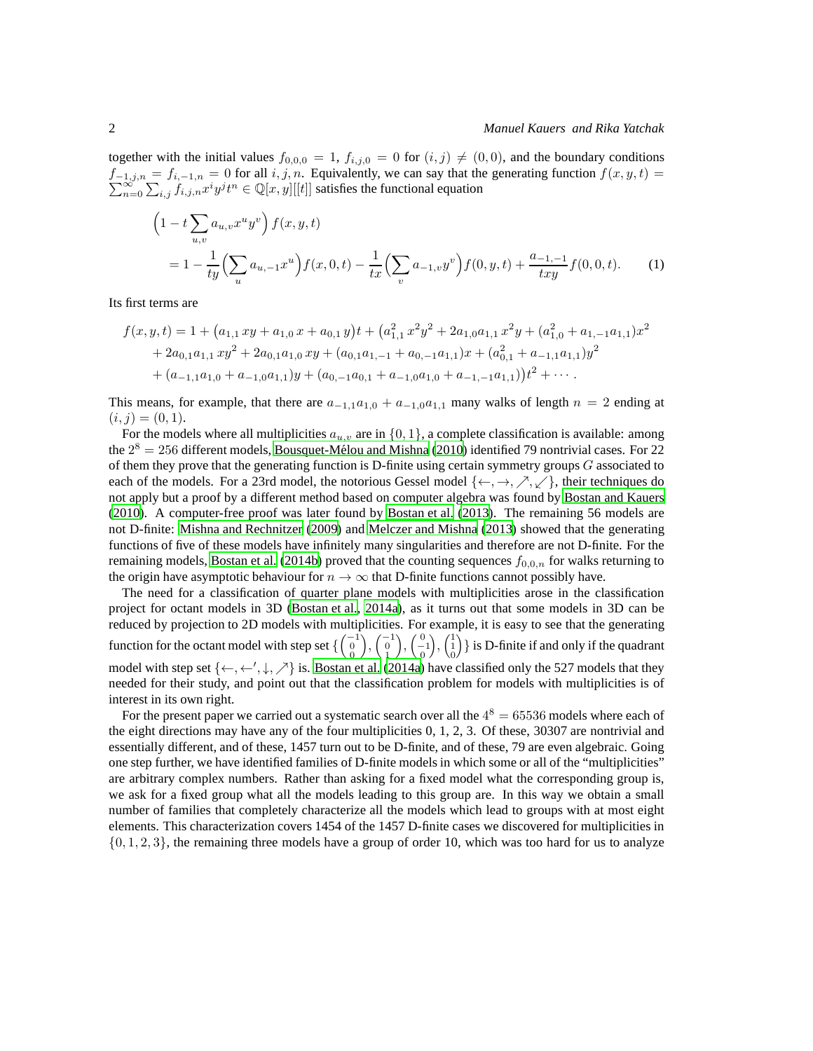together with the initial values $f_{0,0,0} = 1$, $f_{i,j,0} = 0$ for $(i,j) \neq (0,0)$, and the boundary conditions $f_{-1,j,n} = f_{i,-1,n} = 0$ for all $i, j, n$. Equivalently, we can say that the generating function $f(x,y,t) = \sum_{n=0}^{\infty}\sum_{i,j} f_{i,j,n}x^i y^j t^n \in \mathbb{Q}[x,y][[t]]$ satisfies the functional equation

$$\begin{aligned}&\Big(1 - t\sum_{u,v} a_{u,v}x^u y^v\Big) f(x,y,t)\\ &\quad = 1 - \frac{1}{ty}\Big(\sum_u a_{u,-1}x^u\Big) f(x,0,t) - \frac{1}{tx}\Big(\sum_v a_{-1,v}y^v\Big) f(0,y,t) + \frac{a_{-1,-1}}{txy} f(0,0,t). \qquad (1)\end{aligned}$$

Its first terms are

$$\begin{aligned}f(x,y,t) = 1 &+ \big(a_{1,1}\,xy + a_{1,0}\,x + a_{0,1}\,y\big)t + \big(a_{1,1}^2\,x^2y^2 + 2a_{1,0}a_{1,1}\,x^2y + (a_{1,0}^2 + a_{1,-1}a_{1,1})x^2\\ &+ 2a_{0,1}a_{1,1}\,xy^2 + 2a_{0,1}a_{1,0}\,xy + (a_{0,1}a_{1,-1} + a_{0,-1}a_{1,1})x + (a_{0,1}^2 + a_{-1,1}a_{1,1})y^2\\ &+ (a_{-1,1}a_{1,0} + a_{-1,0}a_{1,1})y + (a_{0,-1}a_{0,1} + a_{-1,0}a_{1,0} + a_{-1,-1}a_{1,1})\big)t^2 + \cdots.\end{aligned}$$

This means, for example, that there are $a_{-1,1}a_{1,0} + a_{-1,0}a_{1,1}$ many walks of length $n = 2$ ending at $(i,j) = (0,1)$.

For the models where all multiplicities $a_{u,v}$ are in $\{0,1\}$, a complete classification is available: among the $2^8 = 256$ different models, Bousquet-Mélou and Mishna (2010) identified 79 nontrivial cases. For 22 of them they prove that the generating function is D-finite using certain symmetry groups $G$ associated to each of the models. For a 23rd model, the notorious Gessel model $\{\leftarrow, \rightarrow, \nearrow, \swarrow\}$, their techniques do not apply but a proof by a different method based on computer algebra was found by Bostan and Kauers (2010). A computer-free proof was later found by Bostan et al. (2013). The remaining 56 models are not D-finite: Mishna and Rechnitzer (2009) and Melczer and Mishna (2013) showed that the generating functions of five of these models have infinitely many singularities and therefore are not D-finite. For the remaining models, Bostan et al. (2014b) proved that the counting sequences $f_{0,0,n}$ for walks returning to the origin have asymptotic behaviour for $n \to \infty$ that D-finite functions cannot possibly have.

The need for a classification of quarter plane models with multiplicities arose in the classification project for octant models in 3D (Bostan et al., 2014a), as it turns out that some models in 3D can be reduced by projection to 2D models with multiplicities. For example, it is easy to see that the generating function for the octant model with step set $\{\binom{-1}{\substack{0\\0}}, \binom{-1}{\substack{0\\1}}, \binom{0}{\substack{-1\\0}}, \binom{1}{\substack{1\\0}}\}$ is D-finite if and only if the quadrant model with step set $\{\leftarrow, \leftarrow', \downarrow, \nearrow\}$ is. Bostan et al. (2014a) have classified only the 527 models that they needed for their study, and point out that the classification problem for models with multiplicities is of interest in its own right.

For the present paper we carried out a systematic search over all the $4^8 = 65536$ models where each of the eight directions may have any of the four multiplicities 0, 1, 2, 3. Of these, 30307 are nontrivial and essentially different, and of these, 1457 turn out to be D-finite, and of these, 79 are even algebraic. Going one step further, we have identified families of D-finite models in which some or all of the "multiplicities" are arbitrary complex numbers. Rather than asking for a fixed model what the corresponding group is, we ask for a fixed group what all the models leading to this group are. In this way we obtain a small number of families that completely characterize all the models which lead to groups with at most eight elements. This characterization covers 1454 of the 1457 D-finite cases we discovered for multiplicities in $\{0,1,2,3\}$, the remaining three models have a group of order 10, which was too hard for us to analyze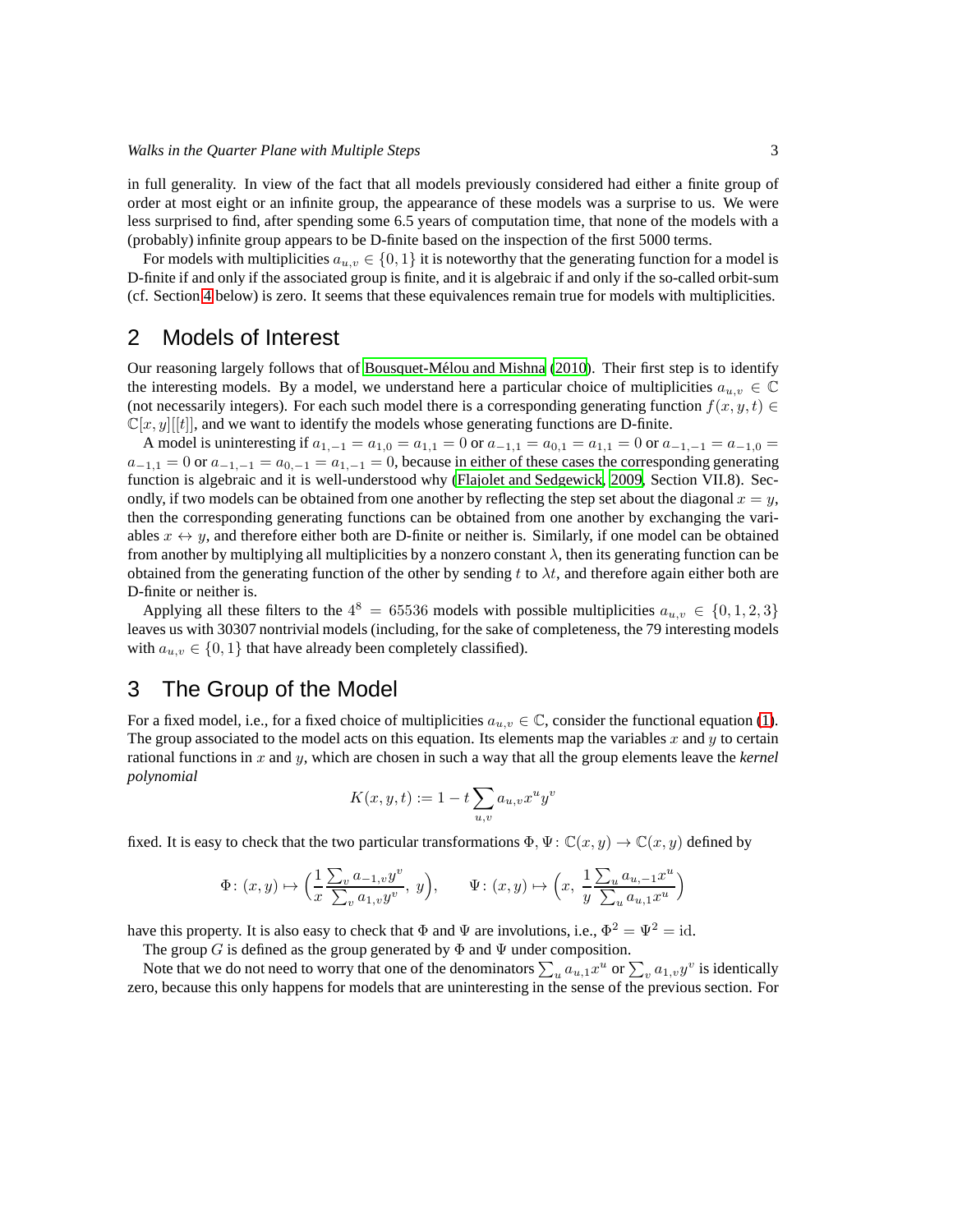in full generality. In view of the fact that all models previously considered had either a finite group of order at most eight or an infinite group, the appearance of these models was a surprise to us. We were less surprised to find, after spending some 6.5 years of computation time, that none of the models with a (probably) infinite group appears to be D-finite based on the inspection of the first 5000 terms.

For models with multiplicities $a_{u,v} \in \{0,1\}$ it is noteworthy that the generating function for a model is D-finite if and only if the associated group is finite, and it is algebraic if and only if the so-called orbit-sum (cf. Section 4 below) is zero. It seems that these equivalences remain true for models with multiplicities.

## 2 Models of Interest

Our reasoning largely follows that of Bousquet-Mélou and Mishna (2010). Their first step is to identify the interesting models. By a model, we understand here a particular choice of multiplicities $a_{u,v} \in \mathbb{C}$ (not necessarily integers). For each such model there is a corresponding generating function $f(x,y,t) \in \mathbb{C}[x,y][[t]]$, and we want to identify the models whose generating functions are D-finite.

A model is uninteresting if $a_{1,-1} = a_{1,0} = a_{1,1} = 0$ or $a_{-1,1} = a_{0,1} = a_{1,1} = 0$ or $a_{-1,-1} = a_{-1,0} = a_{-1,1} = 0$ or $a_{-1,-1} = a_{0,-1} = a_{1,-1} = 0$, because in either of these cases the corresponding generating function is algebraic and it is well-understood why (Flajolet and Sedgewick, 2009, Section VII.8). Secondly, if two models can be obtained from one another by reflecting the step set about the diagonal $x = y$, then the corresponding generating functions can be obtained from one another by exchanging the variables $x \leftrightarrow y$, and therefore either both are D-finite or neither is. Similarly, if one model can be obtained from another by multiplying all multiplicities by a nonzero constant $\lambda$, then its generating function can be obtained from the generating function of the other by sending $t$ to $\lambda t$, and therefore again either both are D-finite or neither is.

Applying all these filters to the $4^8 = 65536$ models with possible multiplicities $a_{u,v} \in \{0,1,2,3\}$ leaves us with 30307 nontrivial models (including, for the sake of completeness, the 79 interesting models with $a_{u,v} \in \{0,1\}$ that have already been completely classified).

## 3 The Group of the Model

For a fixed model, i.e., for a fixed choice of multiplicities $a_{u,v} \in \mathbb{C}$, consider the functional equation (1). The group associated to the model acts on this equation. Its elements map the variables $x$ and $y$ to certain rational functions in $x$ and $y$, which are chosen in such a way that all the group elements leave the *kernel polynomial*

$$K(x,y,t) := 1 - t \sum_{u,v} a_{u,v} x^u y^v$$

fixed. It is easy to check that the two particular transformations $\Phi, \Psi \colon \mathbb{C}(x,y) \to \mathbb{C}(x,y)$ defined by

$$\Phi \colon (x,y) \mapsto \Big( \frac{1}{x} \frac{\sum_v a_{-1,v} y^v}{\sum_v a_{1,v} y^v},\ y \Big), \qquad \Psi \colon (x,y) \mapsto \Big( x,\ \frac{1}{y} \frac{\sum_u a_{u,-1} x^u}{\sum_u a_{u,1} x^u} \Big)$$

have this property. It is also easy to check that $\Phi$ and $\Psi$ are involutions, i.e., $\Phi^2 = \Psi^2 = \mathrm{id}$.

The group $G$ is defined as the group generated by $\Phi$ and $\Psi$ under composition.

Note that we do not need to worry that one of the denominators $\sum_u a_{u,1} x^u$ or $\sum_v a_{1,v} y^v$ is identically zero, because this only happens for models that are uninteresting in the sense of the previous section. For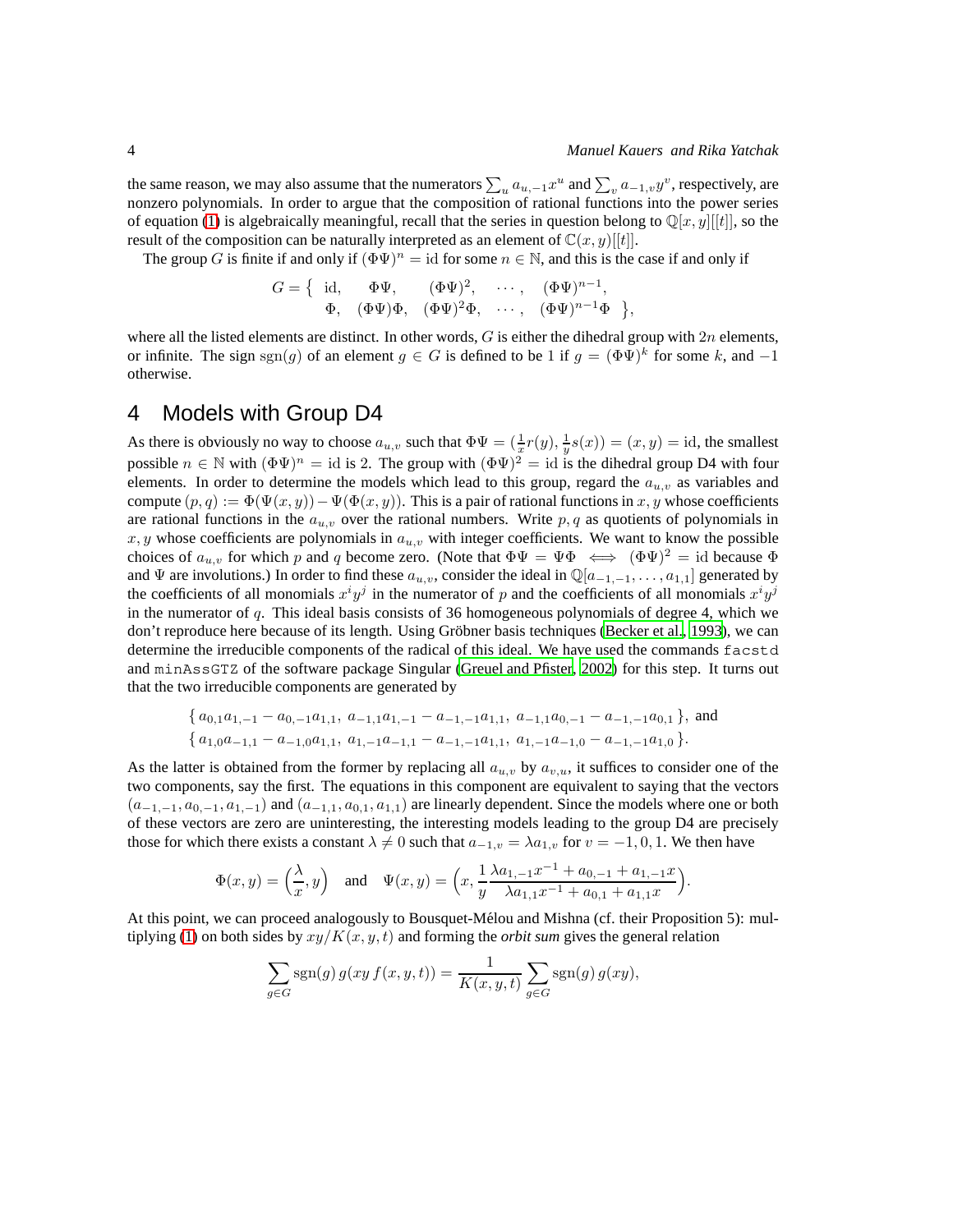the same reason, we may also assume that the numerators $\sum_u a_{u,-1}x^u$ and $\sum_v a_{-1,v}y^v$, respectively, are nonzero polynomials. In order to argue that the composition of rational functions into the power series of equation (1) is algebraically meaningful, recall that the series in question belong to $\mathbb{Q}[x,y][[t]]$, so the result of the composition can be naturally interpreted as an element of $\mathbb{C}(x,y)[[t]]$.

The group $G$ is finite if and only if $(\Phi\Psi)^n = \mathrm{id}$ for some $n \in \mathbb{N}$, and this is the case if and only if

$$G = \{ \begin{array}{lllll} \mathrm{id}, & \Phi\Psi, & (\Phi\Psi)^2, & \cdots, & (\Phi\Psi)^{n-1}, \\ \Phi, & (\Phi\Psi)\Phi, & (\Phi\Psi)^2\Phi, & \cdots, & (\Phi\Psi)^{n-1}\Phi \end{array} \},$$

where all the listed elements are distinct. In other words, $G$ is either the dihedral group with $2n$ elements, or infinite. The sign $\mathrm{sgn}(g)$ of an element $g \in G$ is defined to be 1 if $g = (\Phi\Psi)^k$ for some $k$, and $-1$ otherwise.

# 4 Models with Group D4

As there is obviously no way to choose $a_{u,v}$ such that $\Phi\Psi = (\frac{1}{x}r(y), \frac{1}{y}s(x)) = (x,y) = \mathrm{id}$, the smallest possible $n \in \mathbb{N}$ with $(\Phi\Psi)^n = \mathrm{id}$ is 2. The group with $(\Phi\Psi)^2 = \mathrm{id}$ is the dihedral group D4 with four elements. In order to determine the models which lead to this group, regard the $a_{u,v}$ as variables and compute $(p,q) := \Phi(\Psi(x,y)) - \Psi(\Phi(x,y))$. This is a pair of rational functions in $x, y$ whose coefficients are rational functions in the $a_{u,v}$ over the rational numbers. Write $p, q$ as quotients of polynomials in $x, y$ whose coefficients are polynomials in $a_{u,v}$ with integer coefficients. We want to know the possible choices of $a_{u,v}$ for which $p$ and $q$ become zero. (Note that $\Phi\Psi = \Psi\Phi \iff (\Phi\Psi)^2 = \mathrm{id}$ because $\Phi$ and $\Psi$ are involutions.) In order to find these $a_{u,v}$, consider the ideal in $\mathbb{Q}[a_{-1,-1}, \ldots, a_{1,1}]$ generated by the coefficients of all monomials $x^i y^j$ in the numerator of $p$ and the coefficients of all monomials $x^i y^j$ in the numerator of $q$. This ideal basis consists of 36 homogeneous polynomials of degree 4, which we don't reproduce here because of its length. Using Gröbner basis techniques (Becker et al., 1993), we can determine the irreducible components of the radical of this ideal. We have used the commands `facstd` and `minAssGTZ` of the software package Singular (Greuel and Pfister, 2002) for this step. It turns out that the two irreducible components are generated by

$$\{ a_{0,1}a_{1,-1} - a_{0,-1}a_{1,1},\ a_{-1,1}a_{1,-1} - a_{-1,-1}a_{1,1},\ a_{-1,1}a_{0,-1} - a_{-1,-1}a_{0,1} \},\ \text{and}$$
$$\{ a_{1,0}a_{-1,1} - a_{-1,0}a_{1,1},\ a_{1,-1}a_{-1,1} - a_{-1,-1}a_{1,1},\ a_{1,-1}a_{-1,0} - a_{-1,-1}a_{1,0} \}.$$

As the latter is obtained from the former by replacing all $a_{u,v}$ by $a_{v,u}$, it suffices to consider one of the two components, say the first. The equations in this component are equivalent to saying that the vectors $(a_{-1,-1}, a_{0,-1}, a_{1,-1})$ and $(a_{-1,1}, a_{0,1}, a_{1,1})$ are linearly dependent. Since the models where one or both of these vectors are zero are uninteresting, the interesting models leading to the group D4 are precisely those for which there exists a constant $\lambda \neq 0$ such that $a_{-1,v} = \lambda a_{1,v}$ for $v = -1, 0, 1$. We then have

$$\Phi(x,y) = \Big(\frac{\lambda}{x}, y\Big) \quad \text{and} \quad \Psi(x,y) = \Big(x, \frac{1}{y}\frac{\lambda a_{1,-1}x^{-1} + a_{0,-1} + a_{1,-1}x}{\lambda a_{1,1}x^{-1} + a_{0,1} + a_{1,1}x}\Big).$$

At this point, we can proceed analogously to Bousquet-Mélou and Mishna (cf. their Proposition 5): multiplying (1) on both sides by $xy/K(x,y,t)$ and forming the *orbit sum* gives the general relation

$$\sum_{g \in G} \mathrm{sgn}(g)\, g(xy\, f(x,y,t)) = \frac{1}{K(x,y,t)} \sum_{g \in G} \mathrm{sgn}(g)\, g(xy),$$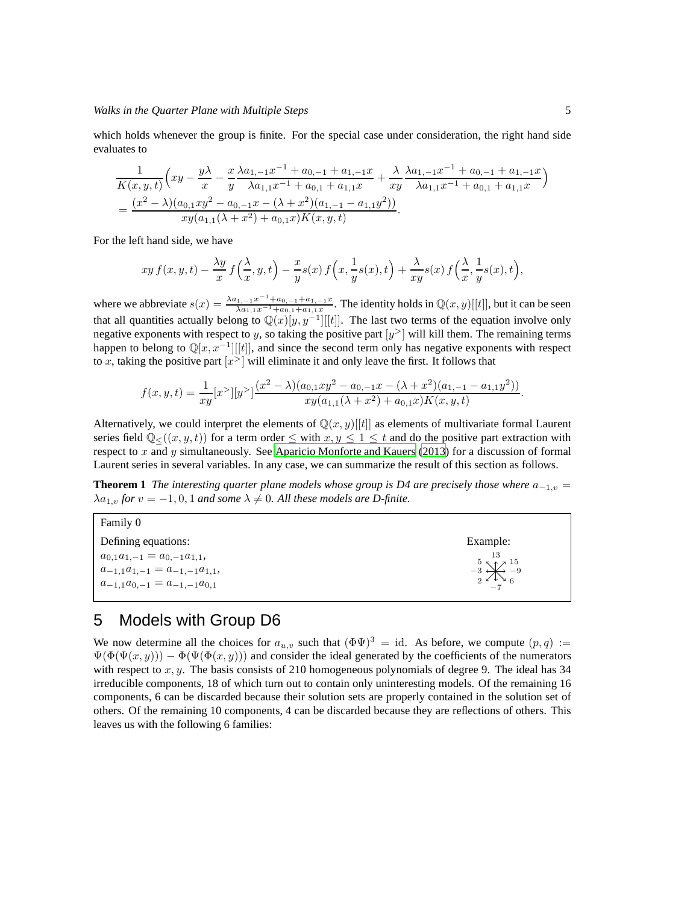which holds whenever the group is finite. For the special case under consideration, the right hand side evaluates to

$$
\begin{aligned}
&\frac{1}{K(x,y,t)}\Big(xy - \frac{y\lambda}{x} - \frac{x}{y}\frac{\lambda a_{1,-1}x^{-1} + a_{0,-1} + a_{1,-1}x}{\lambda a_{1,1}x^{-1} + a_{0,1} + a_{1,1}x} + \frac{\lambda}{xy}\frac{\lambda a_{1,-1}x^{-1} + a_{0,-1} + a_{1,-1}x}{\lambda a_{1,1}x^{-1} + a_{0,1} + a_{1,1}x}\Big)\\
&= \frac{(x^2-\lambda)(a_{0,1}xy^2 - a_{0,-1}x - (\lambda + x^2)(a_{1,-1} - a_{1,1}y^2))}{xy(a_{1,1}(\lambda + x^2) + a_{0,1}x)K(x,y,t)}.
\end{aligned}
$$

For the left hand side, we have

$$
xy\, f(x,y,t) - \frac{\lambda y}{x}\, f\Big(\frac{\lambda}{x}, y, t\Big) - \frac{x}{y}s(x)\, f\Big(x, \frac{1}{y}s(x), t\Big) + \frac{\lambda}{xy}s(x)\, f\Big(\frac{\lambda}{x}, \frac{1}{y}s(x), t\Big),
$$

where we abbreviate $s(x) = \frac{\lambda a_{1,-1}x^{-1} + a_{0,-1} + a_{1,-1}x}{\lambda a_{1,1}x^{-1} + a_{0,1} + a_{1,1}x}$. The identity holds in $\mathbb{Q}(x,y)[[t]]$, but it can be seen that all quantities actually belong to $\mathbb{Q}(x)[y, y^{-1}][[t]]$. The last two terms of the equation involve only negative exponents with respect to $y$, so taking the positive part $[y^>]$ will kill them. The remaining terms happen to belong to $\mathbb{Q}[x, x^{-1}][[t]]$, and since the second term only has negative exponents with respect to $x$, taking the positive part $[x^>]$ will eliminate it and only leave the first. It follows that

$$
f(x,y,t) = \frac{1}{xy}[x^>][y^>]\frac{(x^2-\lambda)(a_{0,1}xy^2 - a_{0,-1}x - (\lambda + x^2)(a_{1,-1} - a_{1,1}y^2))}{xy(a_{1,1}(\lambda + x^2) + a_{0,1}x)K(x,y,t)}.
$$

Alternatively, we could interpret the elements of $\mathbb{Q}(x,y)[[t]]$ as elements of multivariate formal Laurent series field $\mathbb{Q}_{\leq}((x,y,t))$ for a term order $\leq$ with $x, y \leq 1 \leq t$ and do the positive part extraction with respect to $x$ and $y$ simultaneously. See Aparicio Monforte and Kauers (2013) for a discussion of formal Laurent series in several variables. In any case, we can summarize the result of this section as follows.

**Theorem 1** *The interesting quarter plane models whose group is D4 are precisely those where $a_{-1,v} = \lambda a_{1,v}$ for $v = -1, 0, 1$ and some $\lambda \neq 0$. All these models are D-finite.*

| Family 0 | |
|---|---|
| Defining equations: | Example: |
| $a_{0,1}a_{1,-1} = a_{0,-1}a_{1,1}$,<br>$a_{-1,1}a_{1,-1} = a_{-1,-1}a_{1,1}$,<br>$a_{-1,1}a_{0,-1} = a_{-1,-1}a_{0,1}$ | 13; 5, 15; −3, −9; 2, 6; −7 |

## 5 Models with Group D6

We now determine all the choices for $a_{u,v}$ such that $(\Phi\Psi)^3 = \mathrm{id}$. As before, we compute $(p,q) := \Psi(\Phi(\Psi(x,y))) - \Phi(\Psi(\Phi(x,y)))$ and consider the ideal generated by the coefficients of the numerators with respect to $x, y$. The basis consists of 210 homogeneous polynomials of degree 9. The ideal has 34 irreducible components, 18 of which turn out to contain only uninteresting models. Of the remaining 16 components, 6 can be discarded because their solution sets are properly contained in the solution set of others. Of the remaining 10 components, 4 can be discarded because they are reflections of others. This leaves us with the following 6 families: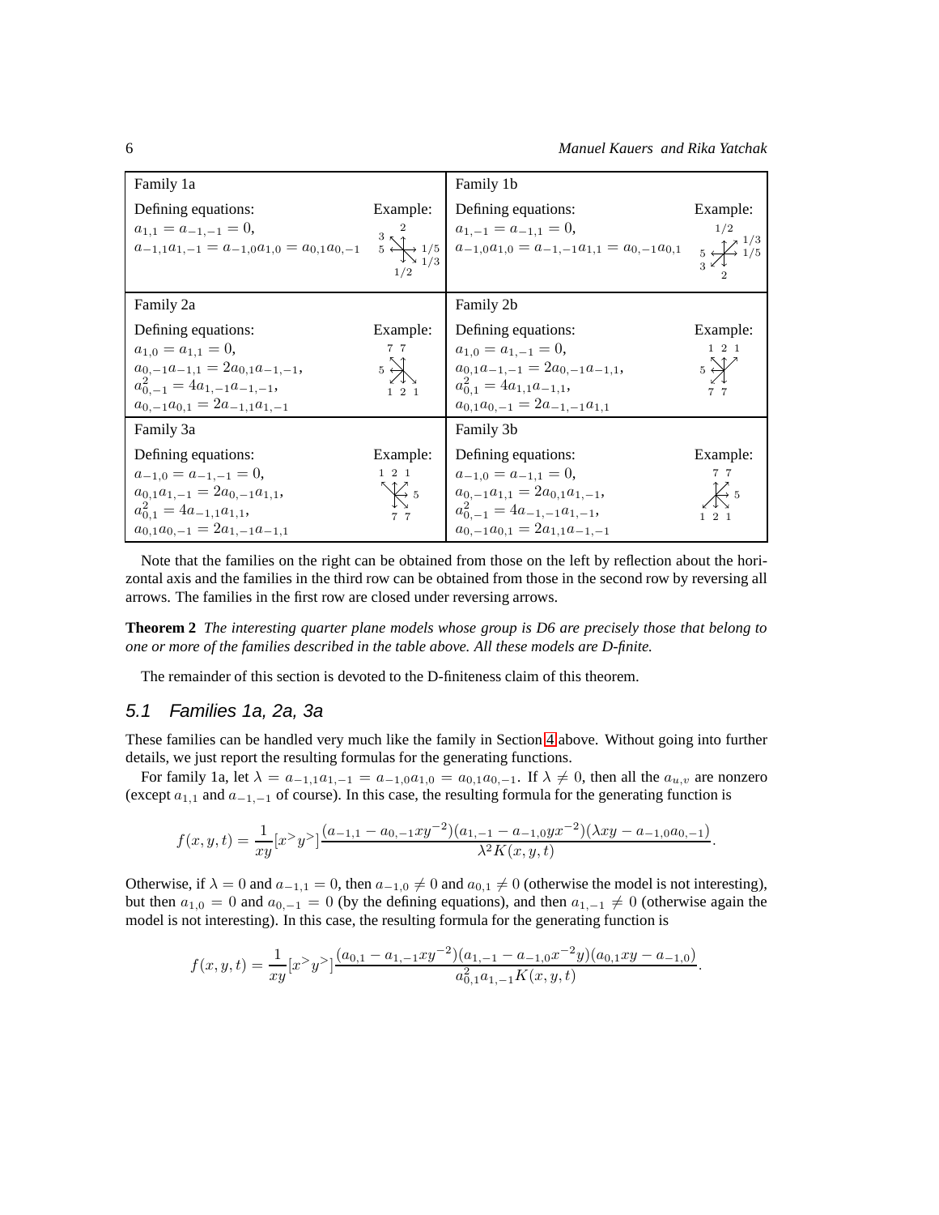| Family 1a | | Family 1b | |
|---|---|---|---|
| Defining equations: $a_{1,1} = a_{-1,-1} = 0$, $a_{-1,1}a_{1,-1} = a_{-1,0}a_{1,0} = a_{0,1}a_{0,-1}$ | Example: | Defining equations: $a_{1,-1} = a_{-1,1} = 0$, $a_{-1,0}a_{1,0} = a_{-1,-1}a_{1,1} = a_{0,-1}a_{0,1}$ | Example: |
| Family 2a | | Family 2b | |
| Defining equations: $a_{1,0} = a_{1,1} = 0$, $a_{0,-1}a_{-1,1} = 2a_{0,1}a_{-1,-1}$, $a_{0,-1}^2 = 4a_{1,-1}a_{-1,-1}$, $a_{0,-1}a_{0,1} = 2a_{-1,1}a_{1,-1}$ | Example: | Defining equations: $a_{1,0} = a_{1,-1} = 0$, $a_{0,1}a_{-1,-1} = 2a_{0,-1}a_{-1,1}$, $a_{0,1}^2 = 4a_{1,1}a_{-1,1}$, $a_{0,1}a_{0,-1} = 2a_{-1,-1}a_{1,1}$ | Example: |
| Family 3a | | Family 3b | |
| Defining equations: $a_{-1,0} = a_{-1,-1} = 0$, $a_{0,1}a_{1,-1} = 2a_{0,-1}a_{1,1}$, $a_{0,1}^2 = 4a_{-1,1}a_{1,1}$, $a_{0,1}a_{0,-1} = 2a_{1,-1}a_{-1,1}$ | Example: | Defining equations: $a_{-1,0} = a_{-1,1} = 0$, $a_{0,-1}a_{1,1} = 2a_{0,1}a_{1,-1}$, $a_{0,-1}^2 = 4a_{-1,-1}a_{1,-1}$, $a_{0,-1}a_{0,1} = 2a_{1,1}a_{-1,-1}$ | Example: |

Note that the families on the right can be obtained from those on the left by reflection about the horizontal axis and the families in the third row can be obtained from those in the second row by reversing all arrows. The families in the first row are closed under reversing arrows.

**Theorem 2** *The interesting quarter plane models whose group is D6 are precisely those that belong to one or more of the families described in the table above. All these models are D-finite.*

The remainder of this section is devoted to the D-finiteness claim of this theorem.

## 5.1 Families 1a, 2a, 3a

These families can be handled very much like the family in Section 4 above. Without going into further details, we just report the resulting formulas for the generating functions.

For family 1a, let $\lambda = a_{-1,1}a_{1,-1} = a_{-1,0}a_{1,0} = a_{0,1}a_{0,-1}$. If $\lambda \neq 0$, then all the $a_{u,v}$ are nonzero (except $a_{1,1}$ and $a_{-1,-1}$ of course). In this case, the resulting formula for the generating function is

$$f(x,y,t) = \frac{1}{xy}[x^{>}y^{>}]\frac{(a_{-1,1} - a_{0,-1}xy^{-2})(a_{1,-1} - a_{-1,0}yx^{-2})(\lambda xy - a_{-1,0}a_{0,-1})}{\lambda^2 K(x,y,t)}.$$

Otherwise, if $\lambda = 0$ and $a_{-1,1} = 0$, then $a_{-1,0} \neq 0$ and $a_{0,1} \neq 0$ (otherwise the model is not interesting), but then $a_{1,0} = 0$ and $a_{0,-1} = 0$ (by the defining equations), and then $a_{1,-1} \neq 0$ (otherwise again the model is not interesting). In this case, the resulting formula for the generating function is

$$f(x,y,t) = \frac{1}{xy}[x^{>}y^{>}]\frac{(a_{0,1} - a_{1,-1}xy^{-2})(a_{1,-1} - a_{-1,0}x^{-2}y)(a_{0,1}xy - a_{-1,0})}{a_{0,1}^2 a_{1,-1}K(x,y,t)}.$$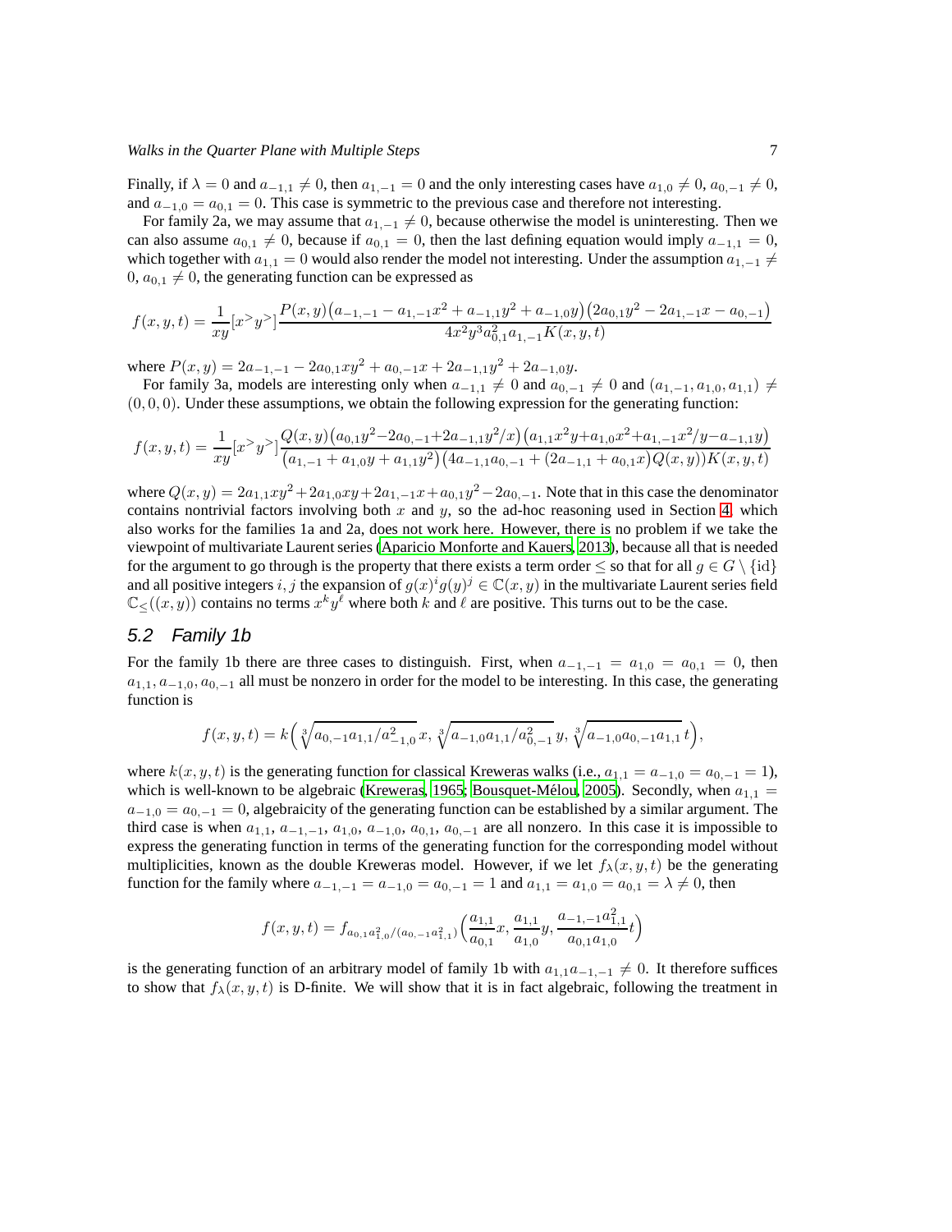Finally, if $\lambda = 0$ and $a_{-1,1} \neq 0$, then $a_{1,-1} = 0$ and the only interesting cases have $a_{1,0} \neq 0$, $a_{0,-1} \neq 0$, and $a_{-1,0} = a_{0,1} = 0$. This case is symmetric to the previous case and therefore not interesting.

For family 2a, we may assume that $a_{1,-1} \neq 0$, because otherwise the model is uninteresting. Then we can also assume $a_{0,1} \neq 0$, because if $a_{0,1} = 0$, then the last defining equation would imply $a_{-1,1} = 0$, which together with $a_{1,1} = 0$ would also render the model not interesting. Under the assumption $a_{1,-1} \neq 0$, $a_{0,1} \neq 0$, the generating function can be expressed as

$$f(x,y,t) = \frac{1}{xy}[x^> y^>] \frac{P(x,y)\big(a_{-1,-1} - a_{1,-1}x^2 + a_{-1,1}y^2 + a_{-1,0}y\big)\big(2a_{0,1}y^2 - 2a_{1,-1}x - a_{0,-1}\big)}{4x^2y^3a_{0,1}^2a_{1,-1}K(x,y,t)}$$

where $P(x,y) = 2a_{-1,-1} - 2a_{0,1}xy^2 + a_{0,-1}x + 2a_{-1,1}y^2 + 2a_{-1,0}y$.

For family 3a, models are interesting only when $a_{-1,1} \neq 0$ and $a_{0,-1} \neq 0$ and $(a_{1,-1}, a_{1,0}, a_{1,1}) \neq (0,0,0)$. Under these assumptions, we obtain the following expression for the generating function:

$$f(x,y,t) = \frac{1}{xy}[x^> y^>] \frac{Q(x,y)\big(a_{0,1}y^2 - 2a_{0,-1} + 2a_{-1,1}y^2/x\big)\big(a_{1,1}x^2y + a_{1,0}x^2 + a_{1,-1}x^2/y - a_{-1,1}y\big)}{\big(a_{1,-1} + a_{1,0}y + a_{1,1}y^2\big)\big(4a_{-1,1}a_{0,-1} + (2a_{-1,1} + a_{0,1}x)Q(x,y)\big)K(x,y,t)}$$

where $Q(x,y) = 2a_{1,1}xy^2 + 2a_{1,0}xy + 2a_{1,-1}x + a_{0,1}y^2 - 2a_{0,-1}$. Note that in this case the denominator contains nontrivial factors involving both $x$ and $y$, so the ad-hoc reasoning used in Section 4, which also works for the families 1a and 2a, does not work here. However, there is no problem if we take the viewpoint of multivariate Laurent series (Aparicio Monforte and Kauers, 2013), because all that is needed for the argument to go through is the property that there exists a term order $\leq$ so that for all $g \in G \setminus \{\mathrm{id}\}$ and all positive integers $i, j$ the expansion of $g(x)^i g(y)^j \in \mathbb{C}(x,y)$ in the multivariate Laurent series field $\mathbb{C}_{\leq}((x,y))$ contains no terms $x^k y^\ell$ where both $k$ and $\ell$ are positive. This turns out to be the case.

## 5.2 Family 1b

For the family 1b there are three cases to distinguish. First, when $a_{-1,-1} = a_{1,0} = a_{0,1} = 0$, then $a_{1,1}, a_{-1,0}, a_{0,-1}$ all must be nonzero in order for the model to be interesting. In this case, the generating function is

$$f(x,y,t) = k\Big(\sqrt[3]{a_{0,-1}a_{1,1}/a_{-1,0}^2}\,x,\ \sqrt[3]{a_{-1,0}a_{1,1}/a_{0,-1}^2}\,y,\ \sqrt[3]{a_{-1,0}a_{0,-1}a_{1,1}}\,t\Big),$$

where $k(x,y,t)$ is the generating function for classical Kreweras walks (i.e., $a_{1,1} = a_{-1,0} = a_{0,-1} = 1$), which is well-known to be algebraic (Kreweras, 1965; Bousquet-Mélou, 2005). Secondly, when $a_{1,1} = a_{-1,0} = a_{0,-1} = 0$, algebraicity of the generating function can be established by a similar argument. The third case is when $a_{1,1}$, $a_{-1,-1}$, $a_{1,0}$, $a_{-1,0}$, $a_{0,1}$, $a_{0,-1}$ are all nonzero. In this case it is impossible to express the generating function in terms of the generating function for the corresponding model without multiplicities, known as the double Kreweras model. However, if we let $f_\lambda(x,y,t)$ be the generating function for the family where $a_{-1,-1} = a_{-1,0} = a_{0,-1} = 1$ and $a_{1,1} = a_{1,0} = a_{0,1} = \lambda \neq 0$, then

$$f(x,y,t) = f_{a_{0,1}a_{1,0}^2/(a_{0,-1}a_{1,1}^2)}\Big(\frac{a_{1,1}}{a_{0,1}}x, \frac{a_{1,1}}{a_{1,0}}y, \frac{a_{-1,-1}a_{1,1}^2}{a_{0,1}a_{1,0}}t\Big)$$

is the generating function of an arbitrary model of family 1b with $a_{1,1}a_{-1,-1} \neq 0$. It therefore suffices to show that $f_\lambda(x,y,t)$ is D-finite. We will show that it is in fact algebraic, following the treatment in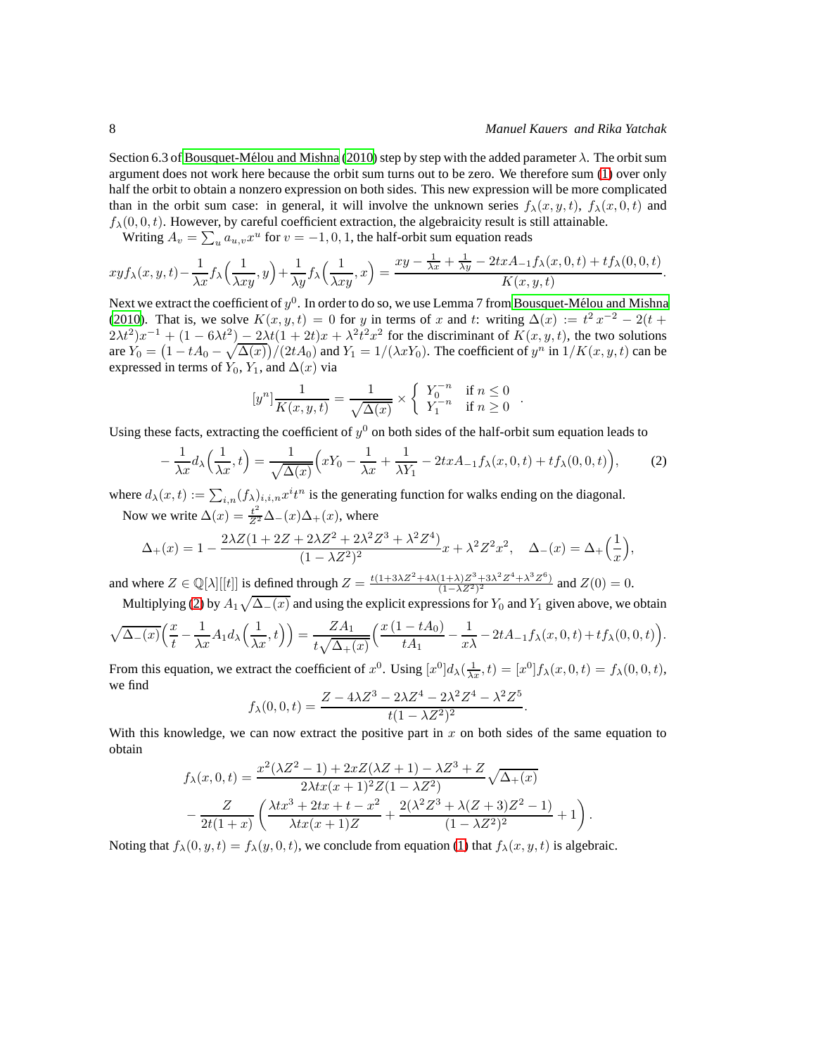Section 6.3 of Bousquet-Mélou and Mishna (2010) step by step with the added parameter $\lambda$. The orbit sum argument does not work here because the orbit sum turns out to be zero. We therefore sum (1) over only half the orbit to obtain a nonzero expression on both sides. This new expression will be more complicated than in the orbit sum case: in general, it will involve the unknown series $f_\lambda(x,y,t)$, $f_\lambda(x,0,t)$ and $f_\lambda(0,0,t)$. However, by careful coefficient extraction, the algebraicity result is still attainable.

Writing $A_v = \sum_u a_{u,v} x^u$ for $v = -1, 0, 1$, the half-orbit sum equation reads

$$xyf_\lambda(x,y,t) - \frac{1}{\lambda x} f_\lambda\Big(\frac{1}{\lambda xy}, y\Big) + \frac{1}{\lambda y} f_\lambda\Big(\frac{1}{\lambda xy}, x\Big) = \frac{xy - \frac{1}{\lambda x} + \frac{1}{\lambda y} - 2txA_{-1} f_\lambda(x,0,t) + tf_\lambda(0,0,t)}{K(x,y,t)}.$$

Next we extract the coefficient of $y^0$. In order to do so, we use Lemma 7 from Bousquet-Mélou and Mishna (2010). That is, we solve $K(x,y,t) = 0$ for $y$ in terms of $x$ and $t$: writing $\Delta(x) := t^2 x^{-2} - 2(t + 2\lambda t^2)x^{-1} + (1 - 6\lambda t^2) - 2\lambda t(1+2t)x + \lambda^2 t^2 x^2$ for the discriminant of $K(x,y,t)$, the two solutions are $Y_0 = \big(1 - tA_0 - \sqrt{\Delta(x)}\big)/(2tA_0)$ and $Y_1 = 1/(\lambda x Y_0)$. The coefficient of $y^n$ in $1/K(x,y,t)$ can be expressed in terms of $Y_0$, $Y_1$, and $\Delta(x)$ via

$$[y^n]\frac{1}{K(x,y,t)} = \frac{1}{\sqrt{\Delta(x)}} \times \begin{cases} Y_0^{-n} & \text{if } n \leq 0 \\ Y_1^{-n} & \text{if } n \geq 0 \end{cases}.$$

Using these facts, extracting the coefficient of $y^0$ on both sides of the half-orbit sum equation leads to

$$-\frac{1}{\lambda x} d_\lambda\Big(\frac{1}{\lambda x}, t\Big) = \frac{1}{\sqrt{\Delta(x)}}\Big(xY_0 - \frac{1}{\lambda x} + \frac{1}{\lambda Y_1} - 2txA_{-1} f_\lambda(x,0,t) + tf_\lambda(0,0,t)\Big), \tag{2}$$

where $d_\lambda(x,t) := \sum_{i,n} (f_\lambda)_{i,i,n} x^i t^n$ is the generating function for walks ending on the diagonal.

Now we write $\Delta(x) = \frac{t^2}{Z^2}\Delta_-(x)\Delta_+(x)$, where

$$\Delta_+(x) = 1 - \frac{2\lambda Z(1 + 2Z + 2\lambda Z^2 + 2\lambda^2 Z^3 + \lambda^2 Z^4)}{(1-\lambda Z^2)^2} x + \lambda^2 Z^2 x^2, \quad \Delta_-(x) = \Delta_+\Big(\frac{1}{x}\Big),$$

and where $Z \in \mathbb{Q}[\lambda][[t]]$ is defined through $Z = \frac{t(1+3\lambda Z^2 + 4\lambda(1+\lambda)Z^3 + 3\lambda^2 Z^4 + \lambda^3 Z^6)}{(1-\lambda Z^2)^2}$ and $Z(0) = 0$.

Multiplying (2) by $A_1\sqrt{\Delta_-(x)}$ and using the explicit expressions for $Y_0$ and $Y_1$ given above, we obtain

$$\sqrt{\Delta_-(x)}\Big(\frac{x}{t} - \frac{1}{\lambda x} A_1 d_\lambda\Big(\frac{1}{\lambda x}, t\Big)\Big) = \frac{ZA_1}{t\sqrt{\Delta_+(x)}}\Big(\frac{x\,(1 - tA_0)}{tA_1} - \frac{1}{x\lambda} - 2tA_{-1} f_\lambda(x,0,t) + tf_\lambda(0,0,t)\Big).$$

From this equation, we extract the coefficient of $x^0$. Using $[x^0]d_\lambda(\frac{1}{\lambda x}, t) = [x^0]f_\lambda(x,0,t) = f_\lambda(0,0,t)$, we find

$$f_\lambda(0,0,t) = \frac{Z - 4\lambda Z^3 - 2\lambda Z^4 - 2\lambda^2 Z^4 - \lambda^2 Z^5}{t(1-\lambda Z^2)^2}.$$

With this knowledge, we can now extract the positive part in $x$ on both sides of the same equation to obtain

$$\begin{aligned} f_\lambda(x,0,t) &= \frac{x^2(\lambda Z^2 - 1) + 2xZ(\lambda Z + 1) - \lambda Z^3 + Z}{2\lambda t x(x+1)^2 Z(1-\lambda Z^2)}\sqrt{\Delta_+(x)} \\ &\quad - \frac{Z}{2t(1+x)}\left(\frac{\lambda t x^3 + 2tx + t - x^2}{\lambda t x(x+1)Z} + \frac{2(\lambda^2 Z^3 + \lambda(Z+3)Z^2 - 1)}{(1-\lambda Z^2)^2} + 1\right). \end{aligned}$$

Noting that $f_\lambda(0,y,t) = f_\lambda(y,0,t)$, we conclude from equation (1) that $f_\lambda(x,y,t)$ is algebraic.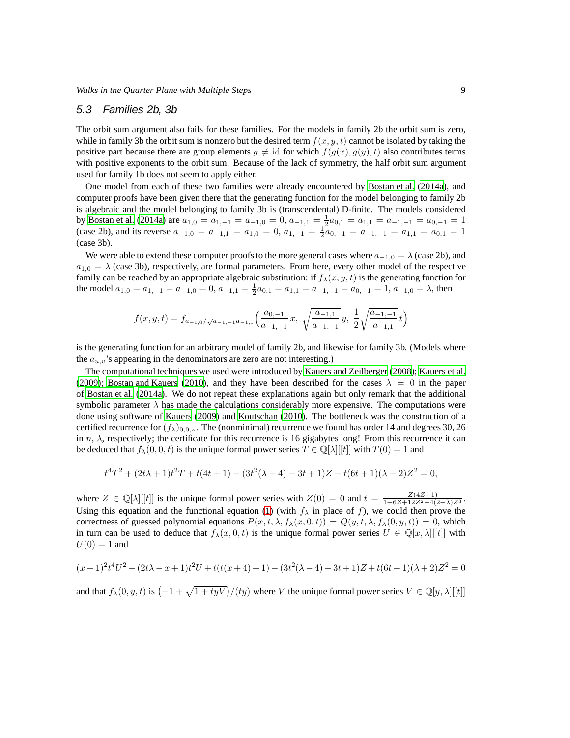### 5.3 Families 2b, 3b

The orbit sum argument also fails for these families. For the models in family 2b the orbit sum is zero, while in family 3b the orbit sum is nonzero but the desired term $f(x,y,t)$ cannot be isolated by taking the positive part because there are group elements $g \neq \mathrm{id}$ for which $f(g(x), g(y), t)$ also contributes terms with positive exponents to the orbit sum. Because of the lack of symmetry, the half orbit sum argument used for family 1b does not seem to apply either.

One model from each of these two families were already encountered by Bostan et al. (2014a), and computer proofs have been given there that the generating function for the model belonging to family 2b is algebraic and the model belonging to family 3b is (transcendental) D-finite. The models considered by Bostan et al. (2014a) are $a_{1,0} = a_{1,-1} = a_{-1,0} = 0$, $a_{-1,1} = \frac{1}{2}a_{0,1} = a_{1,1} = a_{-1,-1} = a_{0,-1} = 1$ (case 2b), and its reverse $a_{-1,0} = a_{-1,1} = a_{1,0} = 0$, $a_{1,-1} = \frac{1}{2}a_{0,-1} = a_{-1,-1} = a_{1,1} = a_{0,1} = 1$ (case 3b).

We were able to extend these computer proofs to the more general cases where $a_{-1,0} = \lambda$ (case 2b), and $a_{1,0} = \lambda$ (case 3b), respectively, are formal parameters. From here, every other model of the respective family can be reached by an appropriate algebraic substitution: if $f_\lambda(x,y,t)$ is the generating function for the model $a_{1,0} = a_{1,-1} = a_{-1,0} = 0$, $a_{-1,1} = \frac{1}{2}a_{0,1} = a_{1,1} = a_{-1,-1} = a_{0,-1} = 1$, $a_{-1,0} = \lambda$, then

$$f(x,y,t) = f_{a_{-1,0}/\sqrt{a_{-1,-1}a_{-1,1}}}\Big(\frac{a_{0,-1}}{a_{-1,-1}}\,x,\ \sqrt{\frac{a_{-1,1}}{a_{-1,-1}}}\,y,\ \frac{1}{2}\sqrt{\frac{a_{-1,-1}}{a_{-1,1}}}\,t\Big)$$

is the generating function for an arbitrary model of family 2b, and likewise for family 3b. (Models where the $a_{u,v}$'s appearing in the denominators are zero are not interesting.)

The computational techniques we used were introduced by Kauers and Zeilberger (2008); Kauers et al. (2009); Bostan and Kauers (2010), and they have been described for the cases $\lambda = 0$ in the paper of Bostan et al. (2014a). We do not repeat these explanations again but only remark that the additional symbolic parameter $\lambda$ has made the calculations considerably more expensive. The computations were done using software of Kauers (2009) and Koutschan (2010). The bottleneck was the construction of a certified recurrence for $(f_\lambda)_{0,0,n}$. The (nonminimal) recurrence we found has order 14 and degrees 30, 26 in $n$, $\lambda$, respectively; the certificate for this recurrence is 16 gigabytes long! From this recurrence it can be deduced that $f_\lambda(0,0,t)$ is the unique formal power series $T \in \mathbb{Q}[\lambda][[t]]$ with $T(0) = 1$ and

$$t^4T^2 + (2t\lambda + 1)t^2T + t(4t+1) - (3t^2(\lambda - 4) + 3t + 1)Z + t(6t+1)(\lambda + 2)Z^2 = 0,$$

where $Z \in \mathbb{Q}[\lambda][[t]]$ is the unique formal power series with $Z(0) = 0$ and $t = \frac{Z(4Z+1)}{1+6Z+12Z^2+4(2+\lambda)Z^3}$. Using this equation and the functional equation (1) (with $f_\lambda$ in place of $f$), we could then prove the correctness of guessed polynomial equations $P(x,t,\lambda,f_\lambda(x,0,t)) = Q(y,t,\lambda,f_\lambda(0,y,t)) = 0$, which in turn can be used to deduce that $f_\lambda(x,0,t)$ is the unique formal power series $U \in \mathbb{Q}[x,\lambda][[t]]$ with $U(0) = 1$ and

$$(x+1)^2t^4U^2 + (2t\lambda - x + 1)t^2U + t(t(x+4)+1) - (3t^2(\lambda-4) + 3t + 1)Z + t(6t+1)(\lambda+2)Z^2 = 0$$

and that $f_\lambda(0,y,t)$ is $\big(-1 + \sqrt{1+tyV}\big)/(ty)$ where $V$ the unique formal power series $V \in \mathbb{Q}[y,\lambda][[t]]$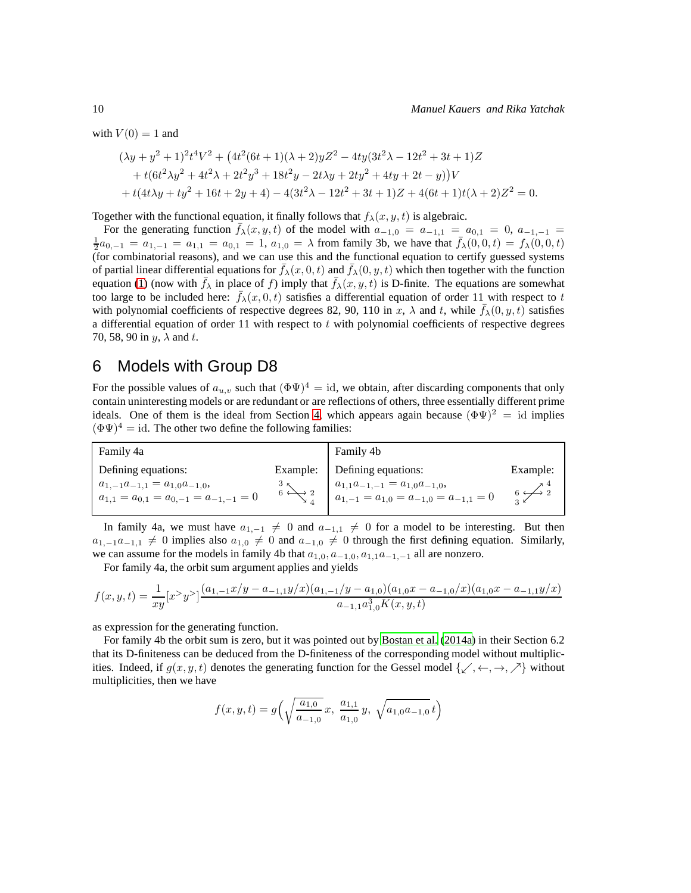with $V(0) = 1$ and

$$
\begin{aligned}
&(\lambda y + y^2 + 1)^2 t^4 V^2 + \big(4t^2(6t+1)(\lambda+2)yZ^2 - 4ty(3t^2\lambda - 12t^2 + 3t + 1)Z \\
&\quad + t(6t^2\lambda y^2 + 4t^2\lambda + 2t^2y^3 + 18t^2y - 2t\lambda y + 2ty^2 + 4ty + 2t - y)\big)V \\
&\quad + t(4t\lambda y + ty^2 + 16t + 2y + 4) - 4(3t^2\lambda - 12t^2 + 3t + 1)Z + 4(6t+1)t(\lambda+2)Z^2 = 0.
\end{aligned}
$$

Together with the functional equation, it finally follows that $f_\lambda(x,y,t)$ is algebraic.

For the generating function $\bar f_\lambda(x,y,t)$ of the model with $a_{-1,0} = a_{-1,1} = a_{0,1} = 0$, $a_{-1,-1} = \frac{1}{2}a_{0,-1} = a_{1,-1} = a_{1,1} = a_{0,1} = 1$, $a_{1,0} = \lambda$ from family 3b, we have that $\bar f_\lambda(0,0,t) = f_\lambda(0,0,t)$ (for combinatorial reasons), and we can use this and the functional equation to certify guessed systems of partial linear differential equations for $\bar f_\lambda(x,0,t)$ and $\bar f_\lambda(0,y,t)$ which then together with the function equation (1) (now with $\bar f_\lambda$ in place of $f$) imply that $\bar f_\lambda(x,y,t)$ is D-finite. The equations are somewhat too large to be included here: $\bar f_\lambda(x,0,t)$ satisfies a differential equation of order 11 with respect to $t$ with polynomial coefficients of respective degrees 82, 90, 110 in $x$, $\lambda$ and $t$, while $\bar f_\lambda(0,y,t)$ satisfies a differential equation of order 11 with respect to $t$ with polynomial coefficients of respective degrees 70, 58, 90 in $y$, $\lambda$ and $t$.

## 6 Models with Group D8

For the possible values of $a_{u,v}$ such that $(\Phi\Psi)^4 = \mathrm{id}$, we obtain, after discarding components that only contain uninteresting models or are redundant or are reflections of others, three essentially different prime ideals. One of them is the ideal from Section 4, which appears again because $(\Phi\Psi)^2 = \mathrm{id}$ implies $(\Phi\Psi)^4 = \mathrm{id}$. The other two define the following families:

| Family 4a | | Family 4b | |
|---|---|---|---|
| Defining equations: $a_{1,-1}a_{-1,1} = a_{1,0}a_{-1,0}$, $a_{1,1} = a_{0,1} = a_{0,-1} = a_{-1,-1} = 0$ | Example: 3 ↖, 6 ←→ 2, ↘ 4 | Defining equations: $a_{1,1}a_{-1,-1} = a_{1,0}a_{-1,0}$, $a_{1,-1} = a_{1,0} = a_{-1,0} = a_{-1,1} = 0$ | Example: ↗ 4, 6 ←→ 2, 3 ↙ |

In family 4a, we must have $a_{1,-1} \neq 0$ and $a_{-1,1} \neq 0$ for a model to be interesting. But then $a_{1,-1}a_{-1,1} \neq 0$ implies also $a_{1,0} \neq 0$ and $a_{-1,0} \neq 0$ through the first defining equation. Similarly, we can assume for the models in family 4b that $a_{1,0}, a_{-1,0}, a_{1,1}a_{-1,-1}$ all are nonzero.

For family 4a, the orbit sum argument applies and yields

$$
f(x,y,t) = \frac{1}{xy}[x^> y^>]\frac{(a_{1,-1}x/y - a_{-1,1}y/x)(a_{1,-1}/y - a_{1,0})(a_{1,0}x - a_{-1,0}/x)(a_{1,0}x - a_{-1,1}y/x)}{a_{-1,1}a_{1,0}^3 K(x,y,t)}
$$

as expression for the generating function.

For family 4b the orbit sum is zero, but it was pointed out by Bostan et al. (2014a) in their Section 6.2 that its D-finiteness can be deduced from the D-finiteness of the corresponding model without multiplicities. Indeed, if $g(x,y,t)$ denotes the generating function for the Gessel model $\{\swarrow, \leftarrow, \rightarrow, \nearrow\}$ without multiplicities, then we have

$$
f(x,y,t) = g\Big(\sqrt{\frac{a_{1,0}}{a_{-1,0}}}\,x,\ \frac{a_{1,1}}{a_{1,0}}\,y,\ \sqrt{a_{1,0}a_{-1,0}}\,t\Big)
$$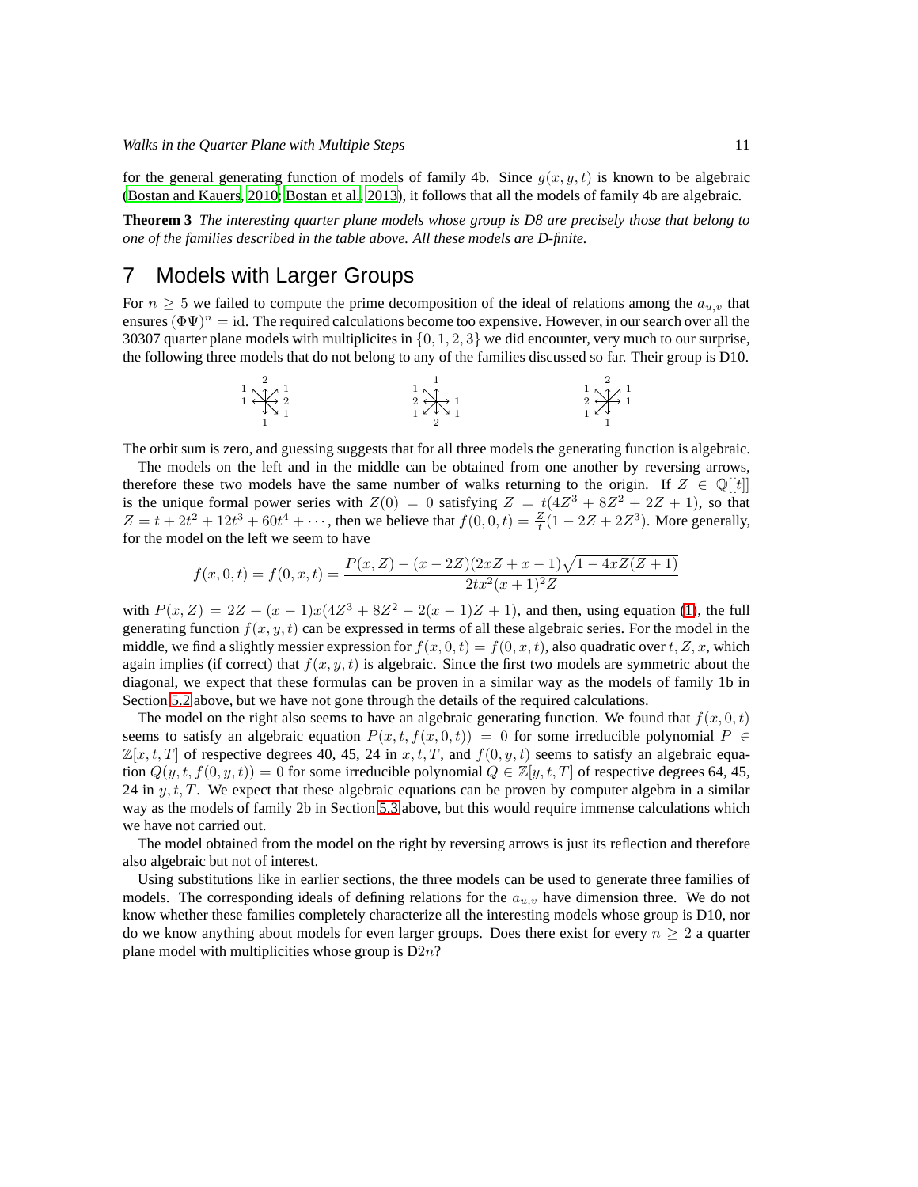for the general generating function of models of family 4b. Since $g(x, y, t)$ is known to be algebraic (Bostan and Kauers, 2010; Bostan et al., 2013), it follows that all the models of family 4b are algebraic.

**Theorem 3** *The interesting quarter plane models whose group is D8 are precisely those that belong to one of the families described in the table above. All these models are D-finite.*

# 7 Models with Larger Groups

For $n \geq 5$ we failed to compute the prime decomposition of the ideal of relations among the $a_{u,v}$ that ensures $(\Phi\Psi)^n = \mathrm{id}$. The required calculations become too expensive. However, in our search over all the 30307 quarter plane models with multiplicites in $\{0, 1, 2, 3\}$ we did encounter, very much to our surprise, the following three models that do not belong to any of the families discussed so far. Their group is D10.

The orbit sum is zero, and guessing suggests that for all three models the generating function is algebraic.

The models on the left and in the middle can be obtained from one another by reversing arrows, therefore these two models have the same number of walks returning to the origin. If $Z \in \mathbb{Q}[[t]]$ is the unique formal power series with $Z(0) = 0$ satisfying $Z = t(4Z^3 + 8Z^2 + 2Z + 1)$, so that $Z = t + 2t^2 + 12t^3 + 60t^4 + \cdots$, then we believe that $f(0, 0, t) = \frac{Z}{t}(1 - 2Z + 2Z^3)$. More generally, for the model on the left we seem to have

$$f(x, 0, t) = f(0, x, t) = \frac{P(x, Z) - (x - 2Z)(2xZ + x - 1)\sqrt{1 - 4xZ(Z + 1)}}{2tx^2(x + 1)^2 Z}$$

with $P(x, Z) = 2Z + (x - 1)x(4Z^3 + 8Z^2 - 2(x - 1)Z + 1)$, and then, using equation (1), the full generating function $f(x, y, t)$ can be expressed in terms of all these algebraic series. For the model in the middle, we find a slightly messier expression for $f(x, 0, t) = f(0, x, t)$, also quadratic over $t, Z, x$, which again implies (if correct) that $f(x, y, t)$ is algebraic. Since the first two models are symmetric about the diagonal, we expect that these formulas can be proven in a similar way as the models of family 1b in Section 5.2 above, but we have not gone through the details of the required calculations.

The model on the right also seems to have an algebraic generating function. We found that $f(x, 0, t)$ seems to satisfy an algebraic equation $P(x, t, f(x, 0, t)) = 0$ for some irreducible polynomial $P \in \mathbb{Z}[x, t, T]$ of respective degrees 40, 45, 24 in $x, t, T$, and $f(0, y, t)$ seems to satisfy an algebraic equation $Q(y, t, f(0, y, t)) = 0$ for some irreducible polynomial $Q \in \mathbb{Z}[y, t, T]$ of respective degrees 64, 45, 24 in $y, t, T$. We expect that these algebraic equations can be proven by computer algebra in a similar way as the models of family 2b in Section 5.3 above, but this would require immense calculations which we have not carried out.

The model obtained from the model on the right by reversing arrows is just its reflection and therefore also algebraic but not of interest.

Using substitutions like in earlier sections, the three models can be used to generate three families of models. The corresponding ideals of defining relations for the $a_{u,v}$ have dimension three. We do not know whether these families completely characterize all the interesting models whose group is D10, nor do we know anything about models for even larger groups. Does there exist for every $n \geq 2$ a quarter plane model with multiplicities whose group is D$2n$?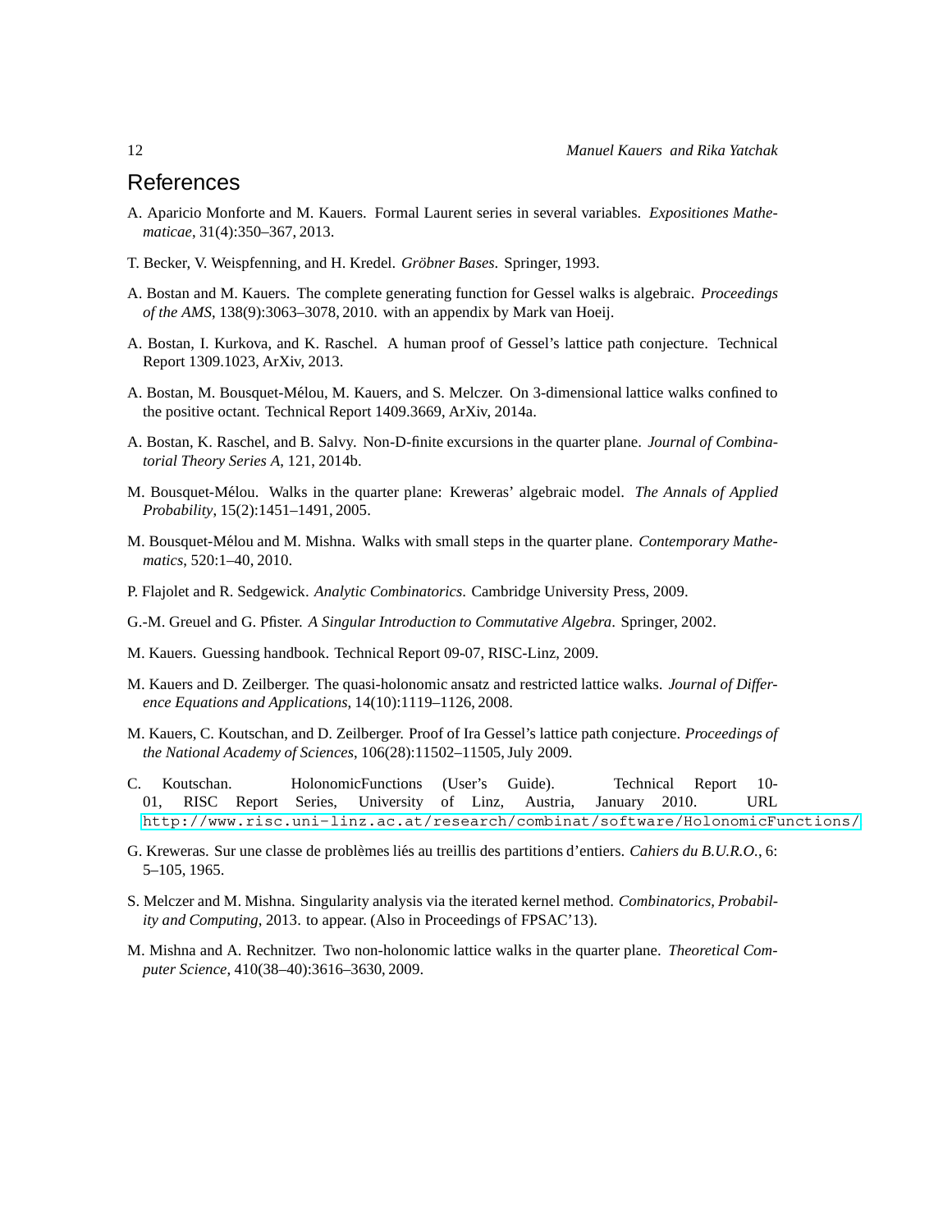## References

A. Aparicio Monforte and M. Kauers. Formal Laurent series in several variables. *Expositiones Mathematicae*, 31(4):350–367, 2013.

T. Becker, V. Weispfenning, and H. Kredel. *Gröbner Bases*. Springer, 1993.

A. Bostan and M. Kauers. The complete generating function for Gessel walks is algebraic. *Proceedings of the AMS*, 138(9):3063–3078, 2010. with an appendix by Mark van Hoeij.

A. Bostan, I. Kurkova, and K. Raschel. A human proof of Gessel's lattice path conjecture. Technical Report 1309.1023, ArXiv, 2013.

A. Bostan, M. Bousquet-Mélou, M. Kauers, and S. Melczer. On 3-dimensional lattice walks confined to the positive octant. Technical Report 1409.3669, ArXiv, 2014a.

A. Bostan, K. Raschel, and B. Salvy. Non-D-finite excursions in the quarter plane. *Journal of Combinatorial Theory Series A*, 121, 2014b.

M. Bousquet-Mélou. Walks in the quarter plane: Kreweras' algebraic model. *The Annals of Applied Probability*, 15(2):1451–1491, 2005.

M. Bousquet-Mélou and M. Mishna. Walks with small steps in the quarter plane. *Contemporary Mathematics*, 520:1–40, 2010.

P. Flajolet and R. Sedgewick. *Analytic Combinatorics*. Cambridge University Press, 2009.

G.-M. Greuel and G. Pfister. *A Singular Introduction to Commutative Algebra*. Springer, 2002.

M. Kauers. Guessing handbook. Technical Report 09-07, RISC-Linz, 2009.

M. Kauers and D. Zeilberger. The quasi-holonomic ansatz and restricted lattice walks. *Journal of Difference Equations and Applications*, 14(10):1119–1126, 2008.

M. Kauers, C. Koutschan, and D. Zeilberger. Proof of Ira Gessel's lattice path conjecture. *Proceedings of the National Academy of Sciences*, 106(28):11502–11505, July 2009.

C. Koutschan. HolonomicFunctions (User's Guide). Technical Report 10-01, RISC Report Series, University of Linz, Austria, January 2010. URL http://www.risc.uni-linz.ac.at/research/combinat/software/HolonomicFunctions/

G. Kreweras. Sur une classe de problèmes liés au treillis des partitions d'entiers. *Cahiers du B.U.R.O.*, 6: 5–105, 1965.

S. Melczer and M. Mishna. Singularity analysis via the iterated kernel method. *Combinatorics, Probability and Computing*, 2013. to appear. (Also in Proceedings of FPSAC'13).

M. Mishna and A. Rechnitzer. Two non-holonomic lattice walks in the quarter plane. *Theoretical Computer Science*, 410(38–40):3616–3630, 2009.